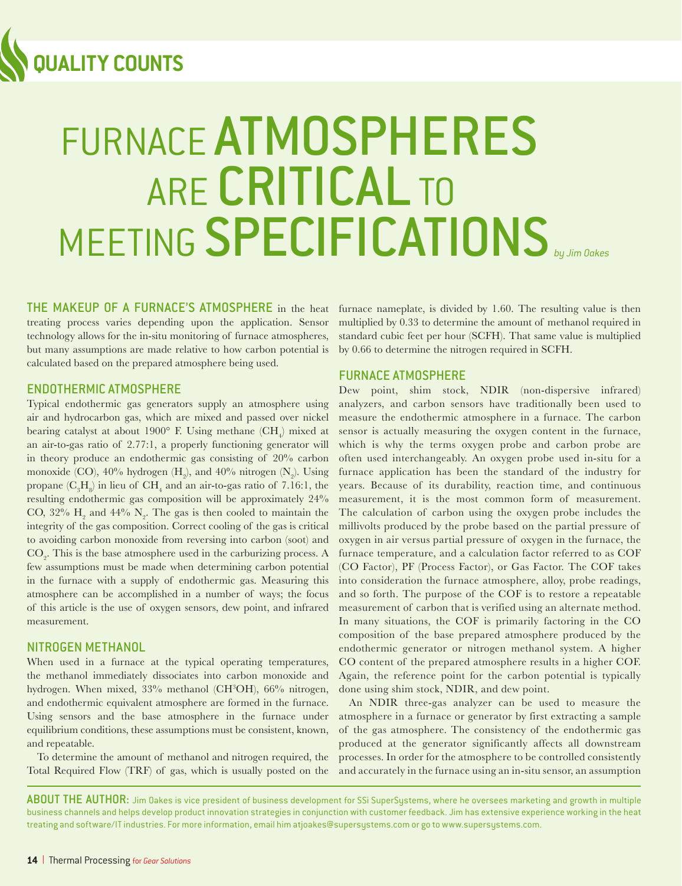# FURNACE ATMOSPHERES ARE CRITICAL TO MEETING SPECIFICATIONS

*by Jim Oakes*

**THE MAKEUP OF A FURNACE'S ATMOSPHERE** in the heat treating process varies depending upon the application. Sensor technology allows for the in-situ monitoring of furnace atmospheres, but many assumptions are made relative to how carbon potential is calculated based on the prepared atmosphere being used.

## ENDOTHERMIC ATMOSPHERE

Typical endothermic gas generators supply an atmosphere using air and hydrocarbon gas, which are mixed and passed over nickel bearing catalyst at about 1900° F. Using methane ($CH_4$) mixed at an air-to-gas ratio of 2.77:1, a properly functioning generator will in theory produce an endothermic gas consisting of 20% carbon monoxide (CO), 40% hydrogen ($H_2$), and 40% nitrogen ($N_2$). Using propane ($C_3H_8$) in lieu of $CH_4$ and an air-to-gas ratio of 7.16:1, the resulting endothermic gas composition will be approximately 24% CO, 32% $H_2$ and 44% $N_2$. The gas is then cooled to maintain the integrity of the gas composition. Correct cooling of the gas is critical to avoiding carbon monoxide from reversing into carbon (soot) and $CO_2$. This is the base atmosphere used in the carburizing process. A few assumptions must be made when determining carbon potential in the furnace with a supply of endothermic gas. Measuring this atmosphere can be accomplished in a number of ways; the focus of this article is the use of oxygen sensors, dew point, and infrared measurement.

## NITROGEN METHANOL

When used in a furnace at the typical operating temperatures, the methanol immediately dissociates into carbon monoxide and hydrogen. When mixed, 33% methanol ($CH^3OH$), 66% nitrogen, and endothermic equivalent atmosphere are formed in the furnace. Using sensors and the base atmosphere in the furnace under equilibrium conditions, these assumptions must be consistent, known, and repeatable.

To determine the amount of methanol and nitrogen required, the Total Required Flow (TRF) of gas, which is usually posted on the furnace nameplate, is divided by 1.60. The resulting value is then multiplied by 0.33 to determine the amount of methanol required in standard cubic feet per hour (SCFH). That same value is multiplied by 0.66 to determine the nitrogen required in SCFH.

## FURNACE ATMOSPHERE

Dew point, shim stock, NDIR (non-dispersive infrared) analyzers, and carbon sensors have traditionally been used to measure the endothermic atmosphere in a furnace. The carbon sensor is actually measuring the oxygen content in the furnace, which is why the terms oxygen probe and carbon probe are often used interchangeably. An oxygen probe used in-situ for a furnace application has been the standard of the industry for years. Because of its durability, reaction time, and continuous measurement, it is the most common form of measurement. The calculation of carbon using the oxygen probe includes the millivolts produced by the probe based on the partial pressure of oxygen in air versus partial pressure of oxygen in the furnace, the furnace temperature, and a calculation factor referred to as COF (CO Factor), PF (Process Factor), or Gas Factor. The COF takes into consideration the furnace atmosphere, alloy, probe readings, and so forth. The purpose of the COF is to restore a repeatable measurement of carbon that is verified using an alternate method. In many situations, the COF is primarily factoring in the CO composition of the base prepared atmosphere produced by the endothermic generator or nitrogen methanol system. A higher CO content of the prepared atmosphere results in a higher COF. Again, the reference point for the carbon potential is typically done using shim stock, NDIR, and dew point.

An NDIR three-gas analyzer can be used to measure the atmosphere in a furnace or generator by first extracting a sample of the gas atmosphere. The consistency of the endothermic gas produced at the generator significantly affects all downstream processes. In order for the atmosphere to be controlled consistently and accurately in the furnace using an in-situ sensor, an assumption

**ABOUT THE AUTHOR:** Jim Oakes is vice president of business development for SSi SuperSystems, where he oversees marketing and growth in multiple business channels and helps develop product innovation strategies in conjunction with customer feedback. Jim has extensive experience working in the heat treating and software/IT industries. For more information, email him atjoakes@supersystems.com or go to www.supersystems.com.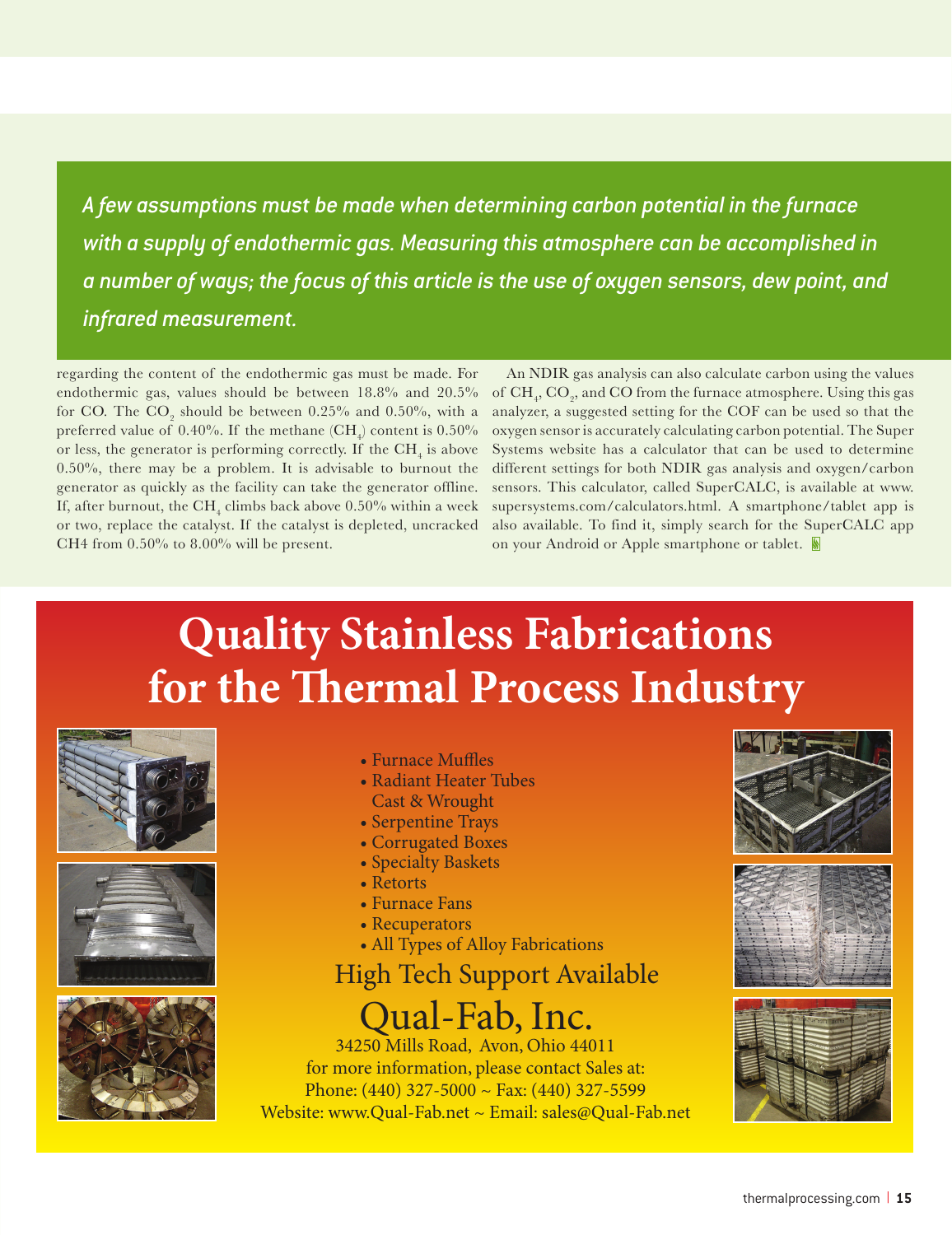*A few assumptions must be made when determining carbon potential in the furnace with a supply of endothermic gas. Measuring this atmosphere can be accomplished in a number of ways; the focus of this article is the use of oxygen sensors, dew point, and infrared measurement.*

regarding the content of the endothermic gas must be made. For endothermic gas, values should be between 18.8% and 20.5% for CO. The $CO_2$ should be between 0.25% and 0.50%, with a preferred value of 0.40%. If the methane ($CH_4$) content is 0.50% or less, the generator is performing correctly. If the $CH_4$ is above 0.50%, there may be a problem. It is advisable to burnout the generator as quickly as the facility can take the generator offline. If, after burnout, the $CH_4$ climbs back above 0.50% within a week or two, replace the catalyst. If the catalyst is depleted, uncracked CH4 from 0.50% to 8.00% will be present.

An NDIR gas analysis can also calculate carbon using the values of $CH_4$, $CO_2$, and CO from the furnace atmosphere. Using this gas analyzer, a suggested setting for the COF can be used so that the oxygen sensor is accurately calculating carbon potential. The Super Systems website has a calculator that can be used to determine different settings for both NDIR gas analysis and oxygen/carbon sensors. This calculator, called SuperCALC, is available at www.supersystems.com/calculators.html. A smartphone/tablet app is also available. To find it, simply search for the SuperCALC app on your Android or Apple smartphone or tablet.

# Quality Stainless Fabrications for the Thermal Process Industry

- Furnace Muffles
- Radiant Heater Tubes Cast & Wrought
- Serpentine Trays
- Corrugated Boxes
- Specialty Baskets
- Retorts
- Furnace Fans
- Recuperators
- All Types of Alloy Fabrications

High Tech Support Available

## Qual-Fab, Inc.

34250 Mills Road, Avon, Ohio 44011
for more information, please contact Sales at:
Phone: (440) 327-5000 ~ Fax: (440) 327-5599
Website: www.Qual-Fab.net ~ Email: sales@Qual-Fab.net